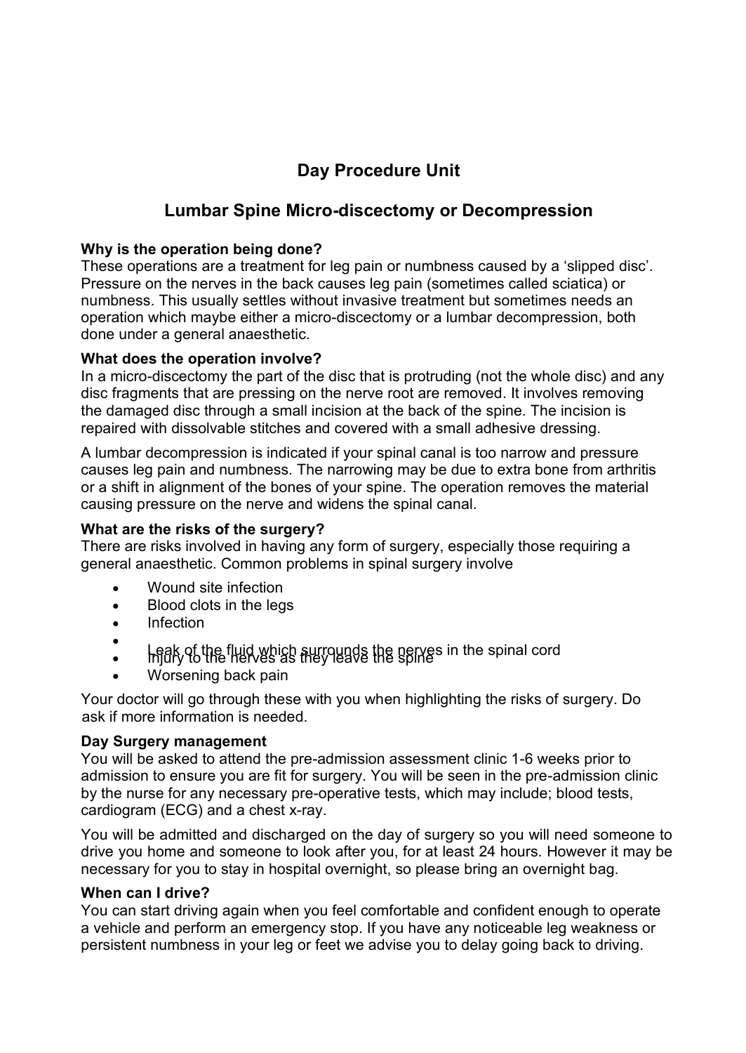# Day Procedure Unit

## Lumbar Spine Micro-discectomy or Decompression

**Why is the operation being done?**

These operations are a treatment for leg pain or numbness caused by a 'slipped disc'. Pressure on the nerves in the back causes leg pain (sometimes called sciatica) or numbness. This usually settles without invasive treatment but sometimes needs an operation which maybe either a micro-discectomy or a lumbar decompression, both done under a general anaesthetic.

**What does the operation involve?**

In a micro-discectomy the part of the disc that is protruding (not the whole disc) and any disc fragments that are pressing on the nerve root are removed. It involves removing the damaged disc through a small incision at the back of the spine. The incision is repaired with dissolvable stitches and covered with a small adhesive dressing.

A lumbar decompression is indicated if your spinal canal is too narrow and pressure causes leg pain and numbness. The narrowing may be due to extra bone from arthritis or a shift in alignment of the bones of your spine. The operation removes the material causing pressure on the nerve and widens the spinal canal.

**What are the risks of the surgery?**

There are risks involved in having any form of surgery, especially those requiring a general anaesthetic. Common problems in spinal surgery involve

- Wound site infection
- Blood clots in the legs
- Infection
- Leak of the fluid which surrounds the nerves in the spinal cord
- Injury to the nerves as they leave the spine
- Worsening back pain

Your doctor will go through these with you when highlighting the risks of surgery. Do ask if more information is needed.

**Day Surgery management**

You will be asked to attend the pre-admission assessment clinic 1-6 weeks prior to admission to ensure you are fit for surgery. You will be seen in the pre-admission clinic by the nurse for any necessary pre-operative tests, which may include; blood tests, cardiogram (ECG) and a chest x-ray.

You will be admitted and discharged on the day of surgery so you will need someone to drive you home and someone to look after you, for at least 24 hours. However it may be necessary for you to stay in hospital overnight, so please bring an overnight bag.

**When can I drive?**

You can start driving again when you feel comfortable and confident enough to operate a vehicle and perform an emergency stop. If you have any noticeable leg weakness or persistent numbness in your leg or feet we advise you to delay going back to driving.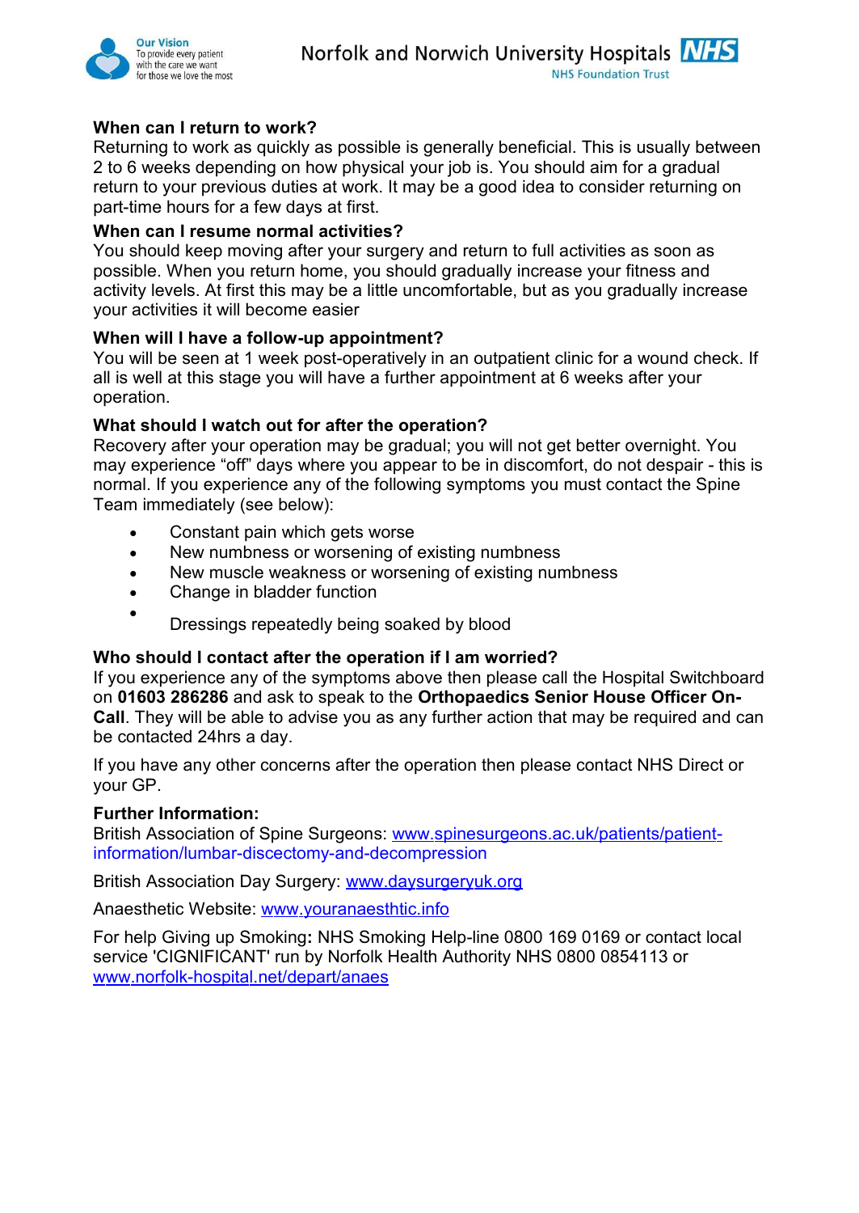**When can I return to work?**
Returning to work as quickly as possible is generally beneficial. This is usually between 2 to 6 weeks depending on how physical your job is. You should aim for a gradual return to your previous duties at work. It may be a good idea to consider returning on part-time hours for a few days at first.

**When can I resume normal activities?**
You should keep moving after your surgery and return to full activities as soon as possible. When you return home, you should gradually increase your fitness and activity levels. At first this may be a little uncomfortable, but as you gradually increase your activities it will become easier

**When will I have a follow-up appointment?**
You will be seen at 1 week post-operatively in an outpatient clinic for a wound check. If all is well at this stage you will have a further appointment at 6 weeks after your operation.

**What should I watch out for after the operation?**
Recovery after your operation may be gradual; you will not get better overnight. You may experience "off" days where you appear to be in discomfort, do not despair - this is normal. If you experience any of the following symptoms you must contact the Spine Team immediately (see below):

- Constant pain which gets worse
- New numbness or worsening of existing numbness
- New muscle weakness or worsening of existing numbness
- Change in bladder function
- Dressings repeatedly being soaked by blood

**Who should I contact after the operation if I am worried?**
If you experience any of the symptoms above then please call the Hospital Switchboard on **01603 286286** and ask to speak to the **Orthopaedics Senior House Officer On-Call**. They will be able to advise you as any further action that may be required and can be contacted 24hrs a day.

If you have any other concerns after the operation then please contact NHS Direct or your GP.

**Further Information:**
British Association of Spine Surgeons: www.spinesurgeons.ac.uk/patients/patient-information/lumbar-discectomy-and-decompression

British Association Day Surgery: www.daysurgeryuk.org

Anaesthetic Website: www.youranaesthtic.info

For help Giving up Smoking**:** NHS Smoking Help-line 0800 169 0169 or contact local service 'CIGNIFICANT' run by Norfolk Health Authority NHS 0800 0854113 or www.norfolk-hospital.net/depart/anaes